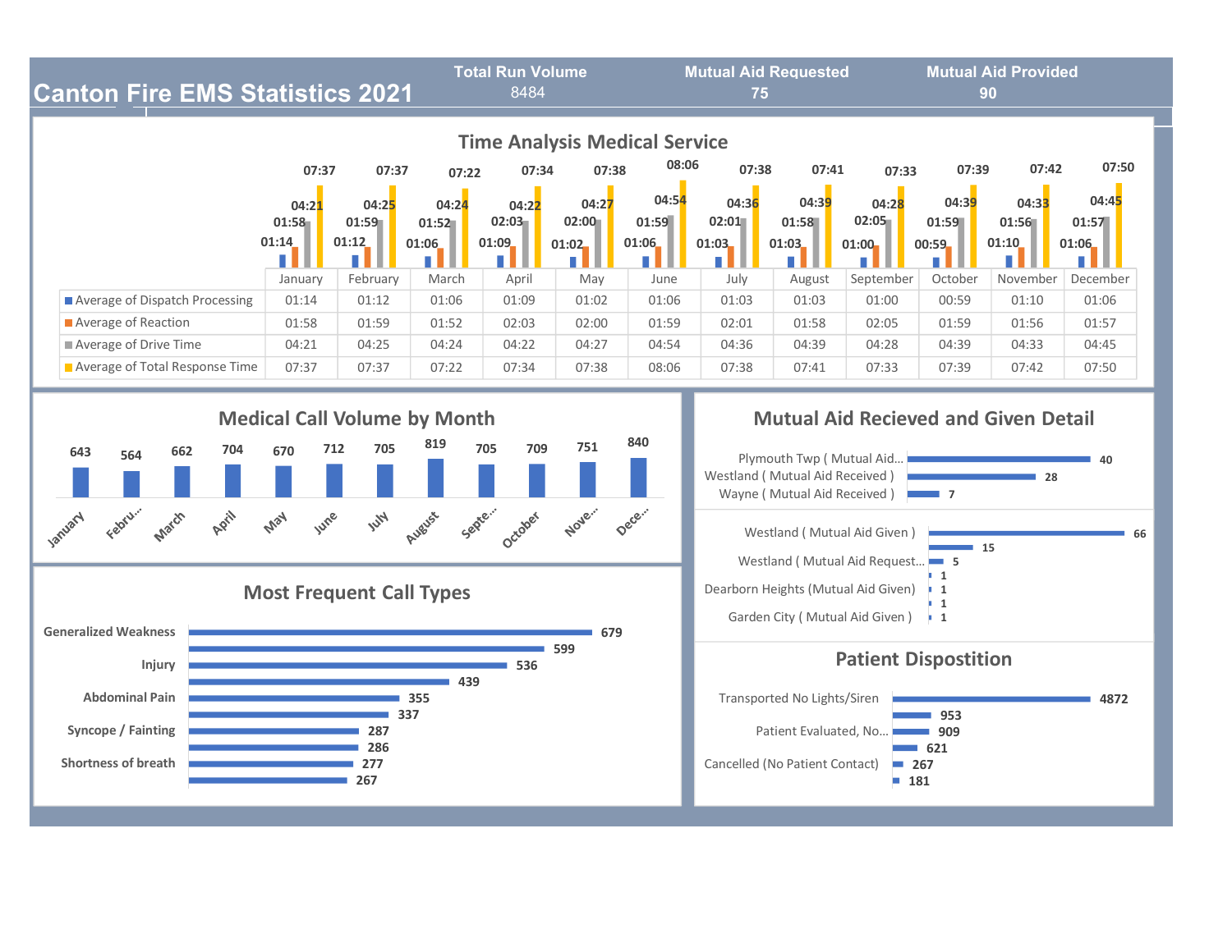# Canton Fire EMS Statistics 2021

**Total Run Volume** 8484

**Mutual Aid Requested** 75

**Mutual Aid Provided** 90

## Time Analysis Medical Service

| | January | February | March | April | May | June | July | August | September | October | November | December |
|---|---|---|---|---|---|---|---|---|---|---|---|---|
| Average of Dispatch Processing | 01:14 | 01:12 | 01:06 | 01:09 | 01:02 | 01:06 | 01:03 | 01:03 | 01:00 | 00:59 | 01:10 | 01:06 |
| Average of Reaction | 01:58 | 01:59 | 01:52 | 02:03 | 02:00 | 01:59 | 02:01 | 01:58 | 02:05 | 01:59 | 01:56 | 01:57 |
| Average of Drive Time | 04:21 | 04:25 | 04:24 | 04:22 | 04:27 | 04:54 | 04:36 | 04:39 | 04:28 | 04:39 | 04:33 | 04:45 |
| Average of Total Response Time | 07:37 | 07:37 | 07:22 | 07:34 | 07:38 | 08:06 | 07:38 | 07:41 | 07:33 | 07:39 | 07:42 | 07:50 |

## Medical Call Volume by Month

| January | Febru... | March | April | May | June | July | August | Septe... | October | Nove... | Dece... |
|---|---|---|---|---|---|---|---|---|---|---|---|
| 643 | 564 | 662 | 704 | 670 | 712 | 705 | 819 | 705 | 709 | 751 | 840 |

## Mutual Aid Recieved and Given Detail

| | |
|---|---|
| Plymouth Twp ( Mutual Aid... | 40 |
| Westland ( Mutual Aid Received ) | 28 |
| Wayne ( Mutual Aid Received ) | 7 |

| | |
|---|---|
| Westland ( Mutual Aid Given ) | 66 |
| | 15 |
| Westland ( Mutual Aid Request... | 5 |
| | 1 |
| Dearborn Heights (Mutual Aid Given) | 1 |
| | 1 |
| Garden City ( Mutual Aid Given ) | 1 |

## Most Frequent Call Types

| | |
|---|---|
| Generalized Weakness | 679 |
| | 599 |
| Injury | 536 |
| | 439 |
| Abdominal Pain | 355 |
| | 337 |
| Syncope / Fainting | 287 |
| | 286 |
| Shortness of breath | 277 |
| | 267 |

## Patient Dispostition

| | |
|---|---|
| Transported No Lights/Siren | 4872 |
| | 953 |
| Patient Evaluated, No... | 909 |
| | 621 |
| Cancelled (No Patient Contact) | 267 |
| | 181 |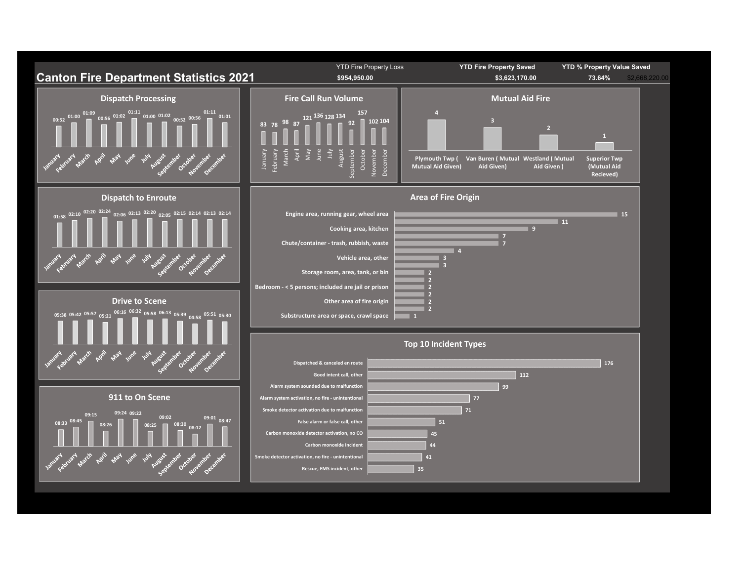# Canton Fire Department Statistics 2021

YTD Fire Property Loss
$954,950.00

**YTD Fire Property Saved**
**$3,623,170.00**

**YTD % Property Value Saved**
**73.64%**

$2,668,220.00

## Dispatch Processing

00:52 01:00 01:09 00:56 01:02 01:11 01:00 01:02 00:52 00:56 01:11 01:01

January February March April May June July August September October November December

## Fire Call Run Volume

83 78 98 87 121 136 128 134 92 157 102 104

January February March April May June July August September October November December

## Mutual Aid Fire

4 3 2 1

Plymouth Twp ( Mutual Aid Given)
Van Buren ( Mutual Aid Given)
Westland ( Mutual Aid Given )
Superior Twp (Mutual Aid Recieved)

## Dispatch to Enroute

01:58 02:10 02:20 02:24 02:06 02:13 02:20 02:05 02:15 02:14 02:13 02:14

January February March April May June July August September October November December

## Area of Fire Origin

Engine area, running gear, wheel area 15
11
Cooking area, kitchen 9
7
Chute/container - trash, rubbish, waste 7
4
Vehicle area, other 3
3
Storage room, area, tank, or bin 2
2
Bedroom - < 5 persons; included are jail or prison 2
2
Other area of fire origin 2
2
Substructure area or space, crawl space 1

## Drive to Scene

05:38 05:42 05:57 05:21 06:16 06:32 05:58 06:13 05:39 04:58 05:51 05:30

January February March April May June July August September October November December

## Top 10 Incident Types

Dispatched & canceled en route 176
Good intent call, other 112
Alarm system sounded due to malfunction 99
Alarm system activation, no fire - unintentional 77
Smoke detector activation due to malfunction 71
False alarm or false call, other 51
Carbon monoxide detector activation, no CO 45
Carbon monoxide incident 44
Smoke detector activation, no fire - unintentional 41
Rescue, EMS incident, other 35

## 911 to On Scene

08:33 08:45 09:15 08:26 09:24 09:22 08:25 09:02 08:30 08:12 09:01 08:47

January February March April May June July August September October November December